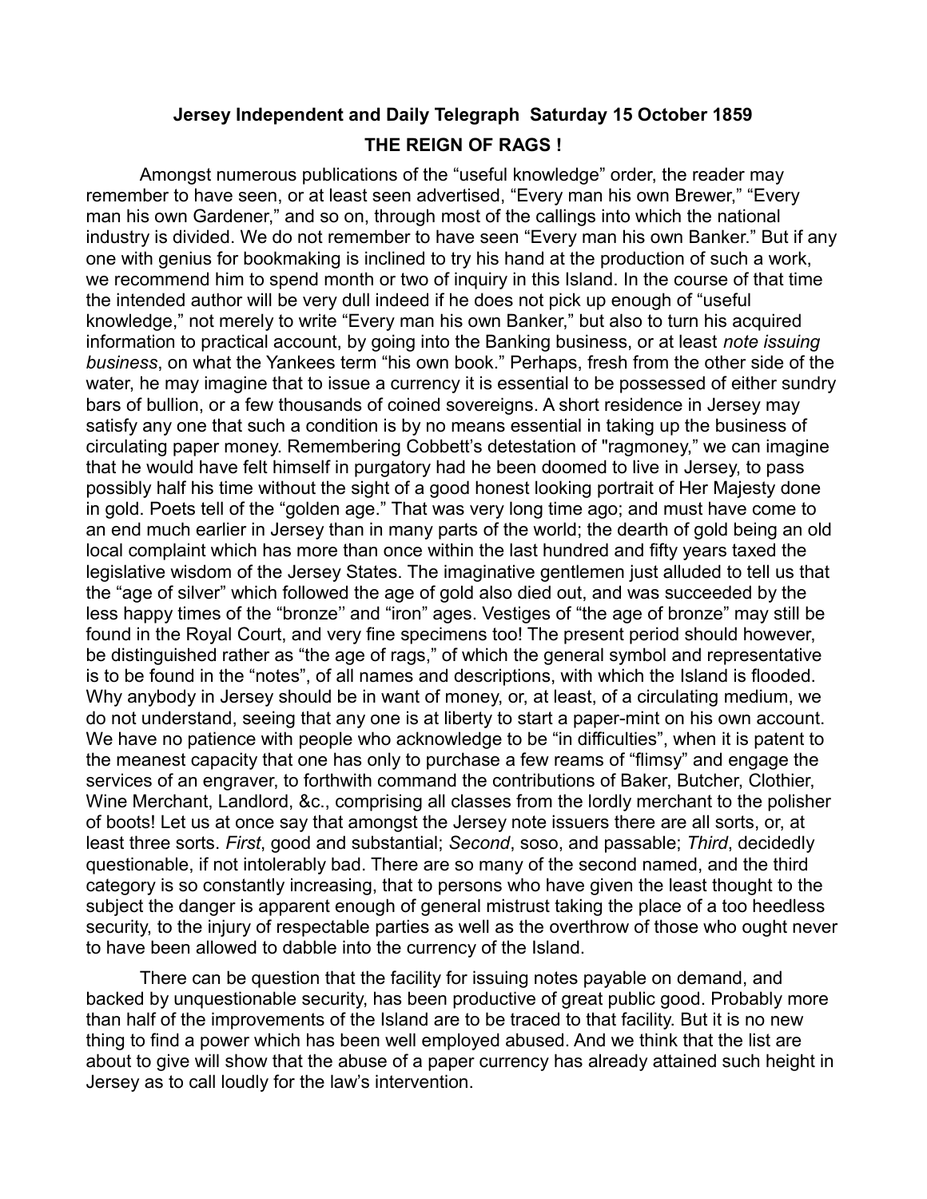**Jersey Independent and Daily Telegraph Saturday 15 October 1859**

# THE REIGN OF RAGS !

Amongst numerous publications of the "useful knowledge" order, the reader may remember to have seen, or at least seen advertised, "Every man his own Brewer," "Every man his own Gardener," and so on, through most of the callings into which the national industry is divided. We do not remember to have seen "Every man his own Banker." But if any one with genius for bookmaking is inclined to try his hand at the production of such a work, we recommend him to spend month or two of inquiry in this Island. In the course of that time the intended author will be very dull indeed if he does not pick up enough of "useful knowledge," not merely to write "Every man his own Banker," but also to turn his acquired information to practical account, by going into the Banking business, or at least *note issuing business*, on what the Yankees term "his own book." Perhaps, fresh from the other side of the water, he may imagine that to issue a currency it is essential to be possessed of either sundry bars of bullion, or a few thousands of coined sovereigns. A short residence in Jersey may satisfy any one that such a condition is by no means essential in taking up the business of circulating paper money. Remembering Cobbett's detestation of "ragmoney," we can imagine that he would have felt himself in purgatory had he been doomed to live in Jersey, to pass possibly half his time without the sight of a good honest looking portrait of Her Majesty done in gold. Poets tell of the "golden age." That was very long time ago; and must have come to an end much earlier in Jersey than in many parts of the world; the dearth of gold being an old local complaint which has more than once within the last hundred and fifty years taxed the legislative wisdom of the Jersey States. The imaginative gentlemen just alluded to tell us that the "age of silver" which followed the age of gold also died out, and was succeeded by the less happy times of the "bronze'' and "iron" ages. Vestiges of "the age of bronze" may still be found in the Royal Court, and very fine specimens too! The present period should however, be distinguished rather as "the age of rags," of which the general symbol and representative is to be found in the "notes", of all names and descriptions, with which the Island is flooded. Why anybody in Jersey should be in want of money, or, at least, of a circulating medium, we do not understand, seeing that any one is at liberty to start a paper-mint on his own account. We have no patience with people who acknowledge to be "in difficulties", when it is patent to the meanest capacity that one has only to purchase a few reams of "flimsy" and engage the services of an engraver, to forthwith command the contributions of Baker, Butcher, Clothier, Wine Merchant, Landlord, &c., comprising all classes from the lordly merchant to the polisher of boots! Let us at once say that amongst the Jersey note issuers there are all sorts, or, at least three sorts. *First*, good and substantial; *Second*, soso, and passable; *Third*, decidedly questionable, if not intolerably bad. There are so many of the second named, and the third category is so constantly increasing, that to persons who have given the least thought to the subject the danger is apparent enough of general mistrust taking the place of a too heedless security, to the injury of respectable parties as well as the overthrow of those who ought never to have been allowed to dabble into the currency of the Island.

There can be question that the facility for issuing notes payable on demand, and backed by unquestionable security, has been productive of great public good. Probably more than half of the improvements of the Island are to be traced to that facility. But it is no new thing to find a power which has been well employed abused. And we think that the list are about to give will show that the abuse of a paper currency has already attained such height in Jersey as to call loudly for the law's intervention.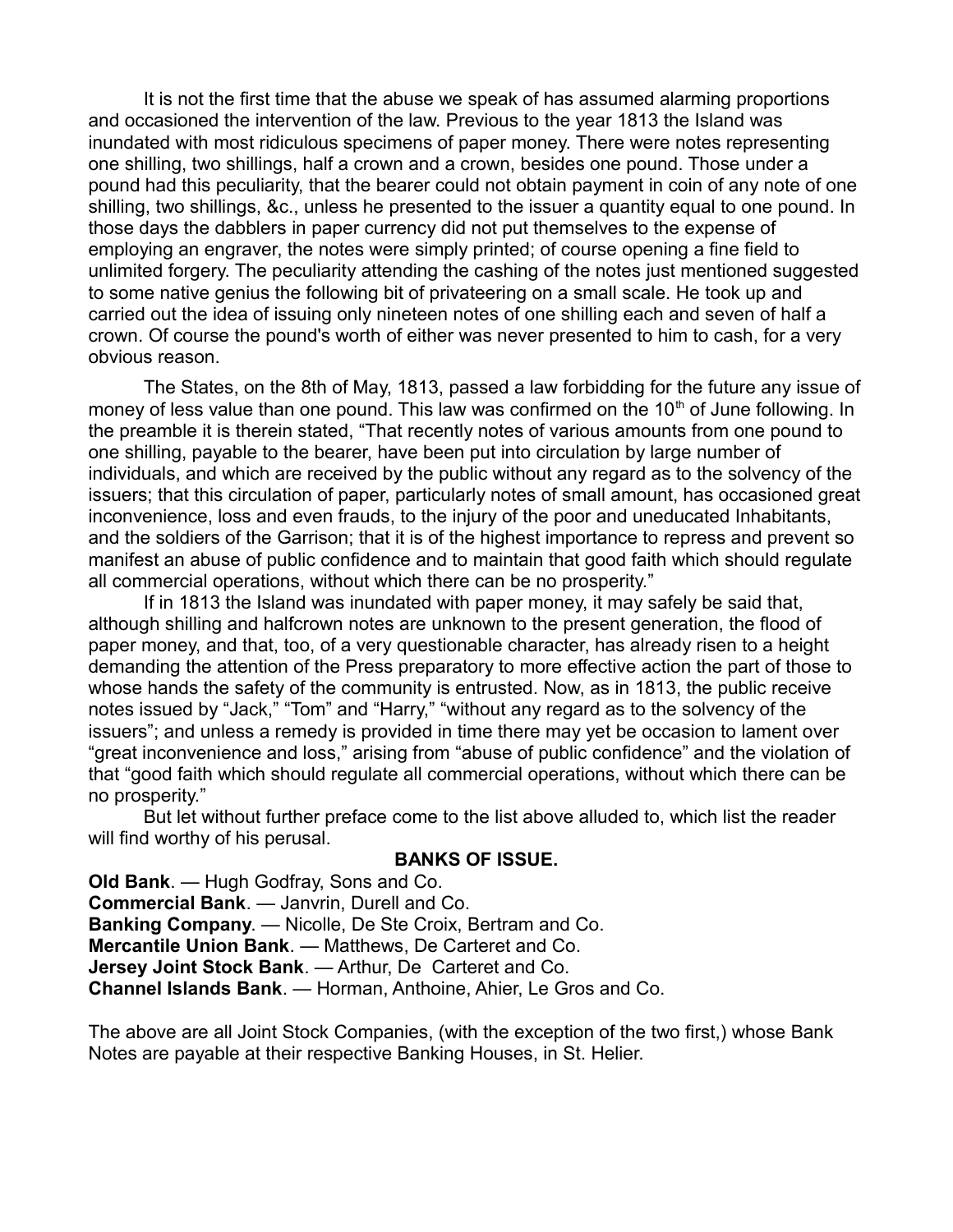It is not the first time that the abuse we speak of has assumed alarming proportions and occasioned the intervention of the law. Previous to the year 1813 the Island was inundated with most ridiculous specimens of paper money. There were notes representing one shilling, two shillings, half a crown and a crown, besides one pound. Those under a pound had this peculiarity, that the bearer could not obtain payment in coin of any note of one shilling, two shillings, &c., unless he presented to the issuer a quantity equal to one pound. In those days the dabblers in paper currency did not put themselves to the expense of employing an engraver, the notes were simply printed; of course opening a fine field to unlimited forgery. The peculiarity attending the cashing of the notes just mentioned suggested to some native genius the following bit of privateering on a small scale. He took up and carried out the idea of issuing only nineteen notes of one shilling each and seven of half a crown. Of course the pound's worth of either was never presented to him to cash, for a very obvious reason.

The States, on the 8th of May, 1813, passed a law forbidding for the future any issue of money of less value than one pound. This law was confirmed on the 10th of June following. In the preamble it is therein stated, "That recently notes of various amounts from one pound to one shilling, payable to the bearer, have been put into circulation by large number of individuals, and which are received by the public without any regard as to the solvency of the issuers; that this circulation of paper, particularly notes of small amount, has occasioned great inconvenience, loss and even frauds, to the injury of the poor and uneducated Inhabitants, and the soldiers of the Garrison; that it is of the highest importance to repress and prevent so manifest an abuse of public confidence and to maintain that good faith which should regulate all commercial operations, without which there can be no prosperity."

If in 1813 the Island was inundated with paper money, it may safely be said that, although shilling and halfcrown notes are unknown to the present generation, the flood of paper money, and that, too, of a very questionable character, has already risen to a height demanding the attention of the Press preparatory to more effective action the part of those to whose hands the safety of the community is entrusted. Now, as in 1813, the public receive notes issued by "Jack," "Tom" and "Harry," "without any regard as to the solvency of the issuers"; and unless a remedy is provided in time there may yet be occasion to lament over "great inconvenience and loss," arising from "abuse of public confidence" and the violation of that "good faith which should regulate all commercial operations, without which there can be no prosperity."

But let without further preface come to the list above alluded to, which list the reader will find worthy of his perusal.

## BANKS OF ISSUE.

**Old Bank**. — Hugh Godfray, Sons and Co.
**Commercial Bank**. — Janvrin, Durell and Co.
**Banking Company**. — Nicolle, De Ste Croix, Bertram and Co.
**Mercantile Union Bank**. — Matthews, De Carteret and Co.
**Jersey Joint Stock Bank**. — Arthur, De Carteret and Co.
**Channel Islands Bank**. — Horman, Anthoine, Ahier, Le Gros and Co.

The above are all Joint Stock Companies, (with the exception of the two first,) whose Bank Notes are payable at their respective Banking Houses, in St. Helier.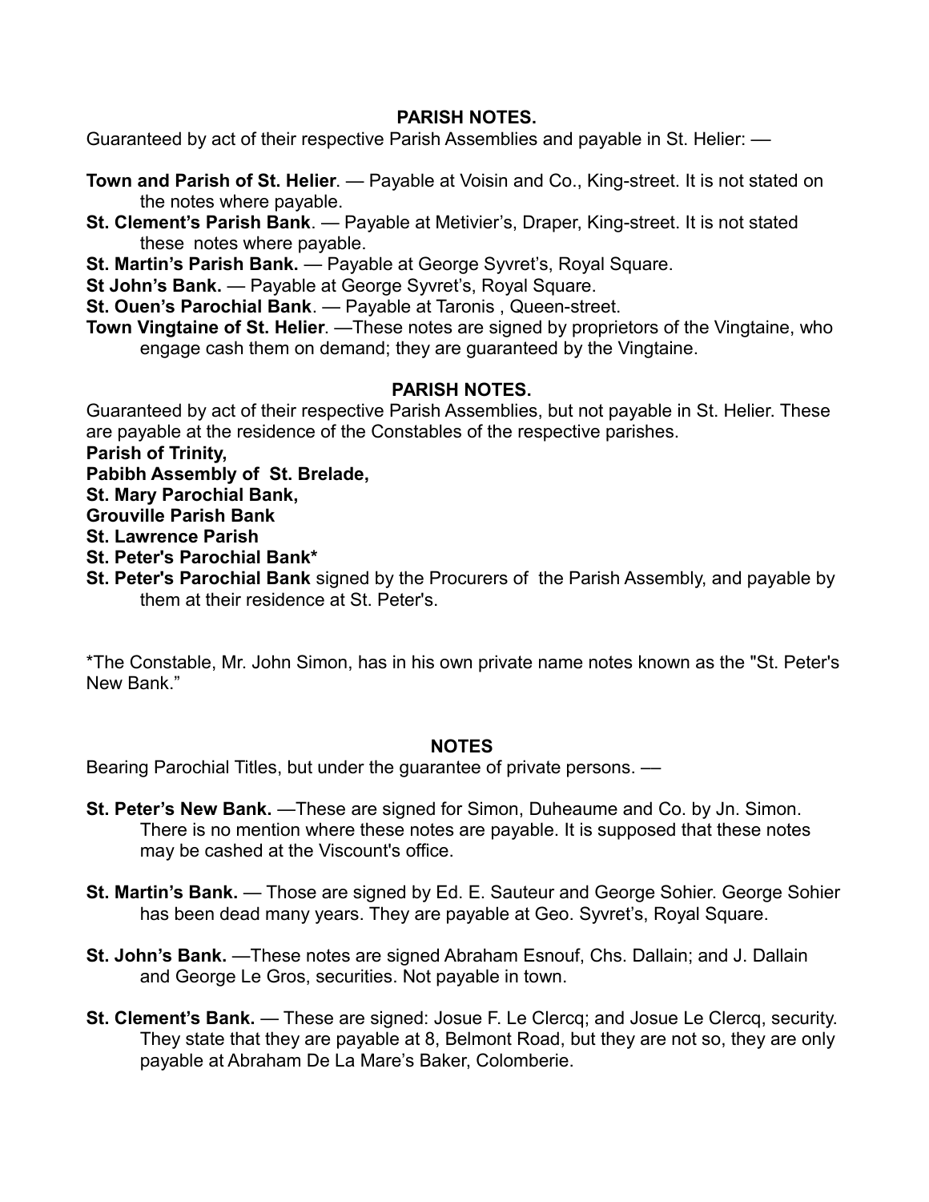## PARISH NOTES.

Guaranteed by act of their respective Parish Assemblies and payable in St. Helier: —

**Town and Parish of St. Helier**. — Payable at Voisin and Co., King-street. It is not stated on the notes where payable.
**St. Clement's Parish Bank**. — Payable at Metivier's, Draper, King-street. It is not stated these notes where payable.
**St. Martin's Parish Bank.** — Payable at George Syvret's, Royal Square.
**St John's Bank.** — Payable at George Syvret's, Royal Square.
**St. Ouen's Parochial Bank**. — Payable at Taronis , Queen-street.
**Town Vingtaine of St. Helier**. —These notes are signed by proprietors of the Vingtaine, who engage cash them on demand; they are guaranteed by the Vingtaine.

## PARISH NOTES.

Guaranteed by act of their respective Parish Assemblies, but not payable in St. Helier. These are payable at the residence of the Constables of the respective parishes.

**Parish of Trinity,**
**Pabibh Assembly of St. Brelade,**
**St. Mary Parochial Bank,**
**Grouville Parish Bank**
**St. Lawrence Parish**
**St. Peter's Parochial Bank***
**St. Peter's Parochial Bank** signed by the Procurers of the Parish Assembly, and payable by them at their residence at St. Peter's.

*The Constable, Mr. John Simon, has in his own private name notes known as the "St. Peter's New Bank."

## NOTES

Bearing Parochial Titles, but under the guarantee of private persons. —

**St. Peter's New Bank.** —These are signed for Simon, Duheaume and Co. by Jn. Simon. There is no mention where these notes are payable. It is supposed that these notes may be cashed at the Viscount's office.

**St. Martin's Bank.** — Those are signed by Ed. E. Sauteur and George Sohier. George Sohier has been dead many years. They are payable at Geo. Syvret's, Royal Square.

**St. John's Bank.** —These notes are signed Abraham Esnouf, Chs. Dallain; and J. Dallain and George Le Gros, securities. Not payable in town.

**St. Clement's Bank.** — These are signed: Josue F. Le Clercq; and Josue Le Clercq, security. They state that they are payable at 8, Belmont Road, but they are not so, they are only payable at Abraham De La Mare's Baker, Colomberie.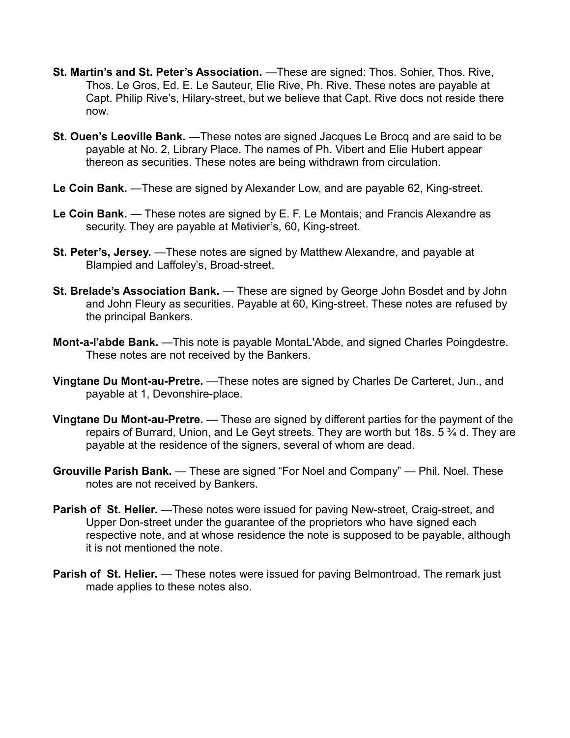**St. Martin's and St. Peter's Association.** —These are signed: Thos. Sohier, Thos. Rive, Thos. Le Gros, Ed. E. Le Sauteur, Elie Rive, Ph. Rive. These notes are payable at Capt. Philip Rive's, Hilary-street, but we believe that Capt. Rive docs not reside there now.

**St. Ouen's Leoville Bank.** —These notes are signed Jacques Le Brocq and are said to be payable at No. 2, Library Place. The names of Ph. Vibert and Elie Hubert appear thereon as securities. These notes are being withdrawn from circulation.

**Le Coin Bank.** —These are signed by Alexander Low, and are payable 62, King-street.

**Le Coin Bank.** — These notes are signed by E. F. Le Montais; and Francis Alexandre as security. They are payable at Metivier's, 60, King-street.

**St. Peter's, Jersey.** —These notes are signed by Matthew Alexandre, and payable at Blampied and Laffoley's, Broad-street.

**St. Brelade's Association Bank.** — These are signed by George John Bosdet and by John and John Fleury as securities. Payable at 60, King-street. These notes are refused by the principal Bankers.

**Mont-a-l'abde Bank.** —This note is payable MontaL'Abde, and signed Charles Poingdestre. These notes are not received by the Bankers.

**Vingtane Du Mont-au-Pretre.** —These notes are signed by Charles De Carteret, Jun., and payable at 1, Devonshire-place.

**Vingtane Du Mont-au-Pretre.** — These are signed by different parties for the payment of the repairs of Burrard, Union, and Le Geyt streets. They are worth but 18s. 5 ¾ d. They are payable at the residence of the signers, several of whom are dead.

**Grouville Parish Bank.** — These are signed "For Noel and Company" — Phil. Noel. These notes are not received by Bankers.

**Parish of St. Helier.** —These notes were issued for paving New-street, Craig-street, and Upper Don-street under the guarantee of the proprietors who have signed each respective note, and at whose residence the note is supposed to be payable, although it is not mentioned the note.

**Parish of St. Helier.** — These notes were issued for paving Belmontroad. The remark just made applies to these notes also.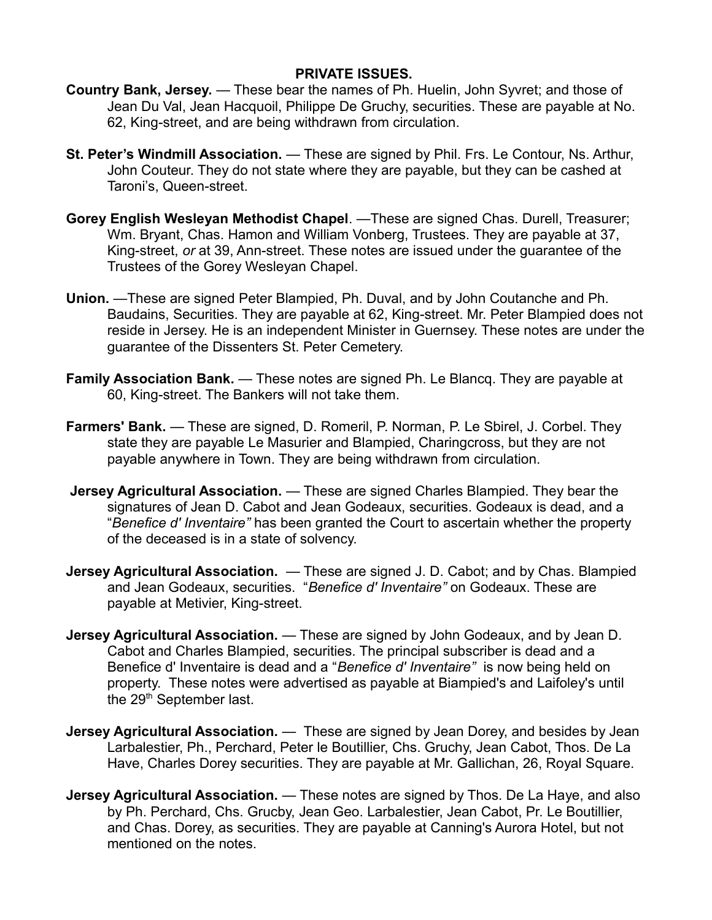**PRIVATE ISSUES.**

**Country Bank, Jersey.** — These bear the names of Ph. Huelin, John Syvret; and those of Jean Du Val, Jean Hacquoil, Philippe De Gruchy, securities. These are payable at No. 62, King-street, and are being withdrawn from circulation.

**St. Peter's Windmill Association.** — These are signed by Phil. Frs. Le Contour, Ns. Arthur, John Couteur. They do not state where they are payable, but they can be cashed at Taroni's, Queen-street.

**Gorey English Wesleyan Methodist Chapel**. —These are signed Chas. Durell, Treasurer; Wm. Bryant, Chas. Hamon and William Vonberg, Trustees. They are payable at 37, King-street, *or* at 39, Ann-street. These notes are issued under the guarantee of the Trustees of the Gorey Wesleyan Chapel.

**Union.** —These are signed Peter Blampied, Ph. Duval, and by John Coutanche and Ph. Baudains, Securities. They are payable at 62, King-street. Mr. Peter Blampied does not reside in Jersey. He is an independent Minister in Guernsey. These notes are under the guarantee of the Dissenters St. Peter Cemetery.

**Family Association Bank.** — These notes are signed Ph. Le Blancq. They are payable at 60, King-street. The Bankers will not take them.

**Farmers' Bank.** — These are signed, D. Romeril, P. Norman, P. Le Sbirel, J. Corbel. They state they are payable Le Masurier and Blampied, Charingcross, but they are not payable anywhere in Town. They are being withdrawn from circulation.

**Jersey Agricultural Association.** — These are signed Charles Blampied. They bear the signatures of Jean D. Cabot and Jean Godeaux, securities. Godeaux is dead, and a "*Benefice d' Inventaire"* has been granted the Court to ascertain whether the property of the deceased is in a state of solvency.

**Jersey Agricultural Association.** — These are signed J. D. Cabot; and by Chas. Blampied and Jean Godeaux, securities. "*Benefice d' Inventaire"* on Godeaux. These are payable at Metivier, King-street.

**Jersey Agricultural Association.** — These are signed by John Godeaux, and by Jean D. Cabot and Charles Blampied, securities. The principal subscriber is dead and a Benefice d' Inventaire is dead and a "*Benefice d' Inventaire"* is now being held on property. These notes were advertised as payable at Biampied's and Laifoley's until the 29th September last.

**Jersey Agricultural Association.** — These are signed by Jean Dorey, and besides by Jean Larbalestier, Ph., Perchard, Peter le Boutillier, Chs. Gruchy, Jean Cabot, Thos. De La Have, Charles Dorey securities. They are payable at Mr. Gallichan, 26, Royal Square.

**Jersey Agricultural Association.** — These notes are signed by Thos. De La Haye, and also by Ph. Perchard, Chs. Grucby, Jean Geo. Larbalestier, Jean Cabot, Pr. Le Boutillier, and Chas. Dorey, as securities. They are payable at Canning's Aurora Hotel, but not mentioned on the notes.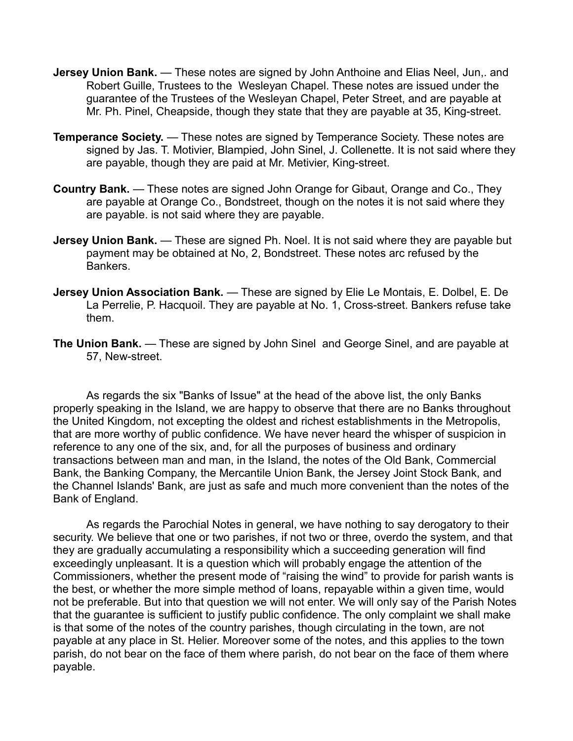**Jersey Union Bank.** — These notes are signed by John Anthoine and Elias Neel, Jun,. and Robert Guille, Trustees to the Wesleyan Chapel. These notes are issued under the guarantee of the Trustees of the Wesleyan Chapel, Peter Street, and are payable at Mr. Ph. Pinel, Cheapside, though they state that they are payable at 35, King-street.

**Temperance Society.** — These notes are signed by Temperance Society. These notes are signed by Jas. T. Motivier, Blampied, John Sinel, J. Collenette. It is not said where they are payable, though they are paid at Mr. Metivier, King-street.

**Country Bank.** — These notes are signed John Orange for Gibaut, Orange and Co., They are payable at Orange Co., Bondstreet, though on the notes it is not said where they are payable. is not said where they are payable.

**Jersey Union Bank.** — These are signed Ph. Noel. It is not said where they are payable but payment may be obtained at No, 2, Bondstreet. These notes arc refused by the Bankers.

**Jersey Union Association Bank.** — These are signed by Elie Le Montais, E. Dolbel, E. De La Perrelie, P. Hacquoil. They are payable at No. 1, Cross-street. Bankers refuse take them.

**The Union Bank.** — These are signed by John Sinel and George Sinel, and are payable at 57, New-street.

As regards the six "Banks of Issue" at the head of the above list, the only Banks properly speaking in the Island, we are happy to observe that there are no Banks throughout the United Kingdom, not excepting the oldest and richest establishments in the Metropolis, that are more worthy of public confidence. We have never heard the whisper of suspicion in reference to any one of the six, and, for all the purposes of business and ordinary transactions between man and man, in the Island, the notes of the Old Bank, Commercial Bank, the Banking Company, the Mercantile Union Bank, the Jersey Joint Stock Bank, and the Channel Islands' Bank, are just as safe and much more convenient than the notes of the Bank of England.

As regards the Parochial Notes in general, we have nothing to say derogatory to their security. We believe that one or two parishes, if not two or three, overdo the system, and that they are gradually accumulating a responsibility which a succeeding generation will find exceedingly unpleasant. It is a question which will probably engage the attention of the Commissioners, whether the present mode of "raising the wind" to provide for parish wants is the best, or whether the more simple method of loans, repayable within a given time, would not be preferable. But into that question we will not enter. We will only say of the Parish Notes that the guarantee is sufficient to justify public confidence. The only complaint we shall make is that some of the notes of the country parishes, though circulating in the town, are not payable at any place in St. Helier. Moreover some of the notes, and this applies to the town parish, do not bear on the face of them where parish, do not bear on the face of them where payable.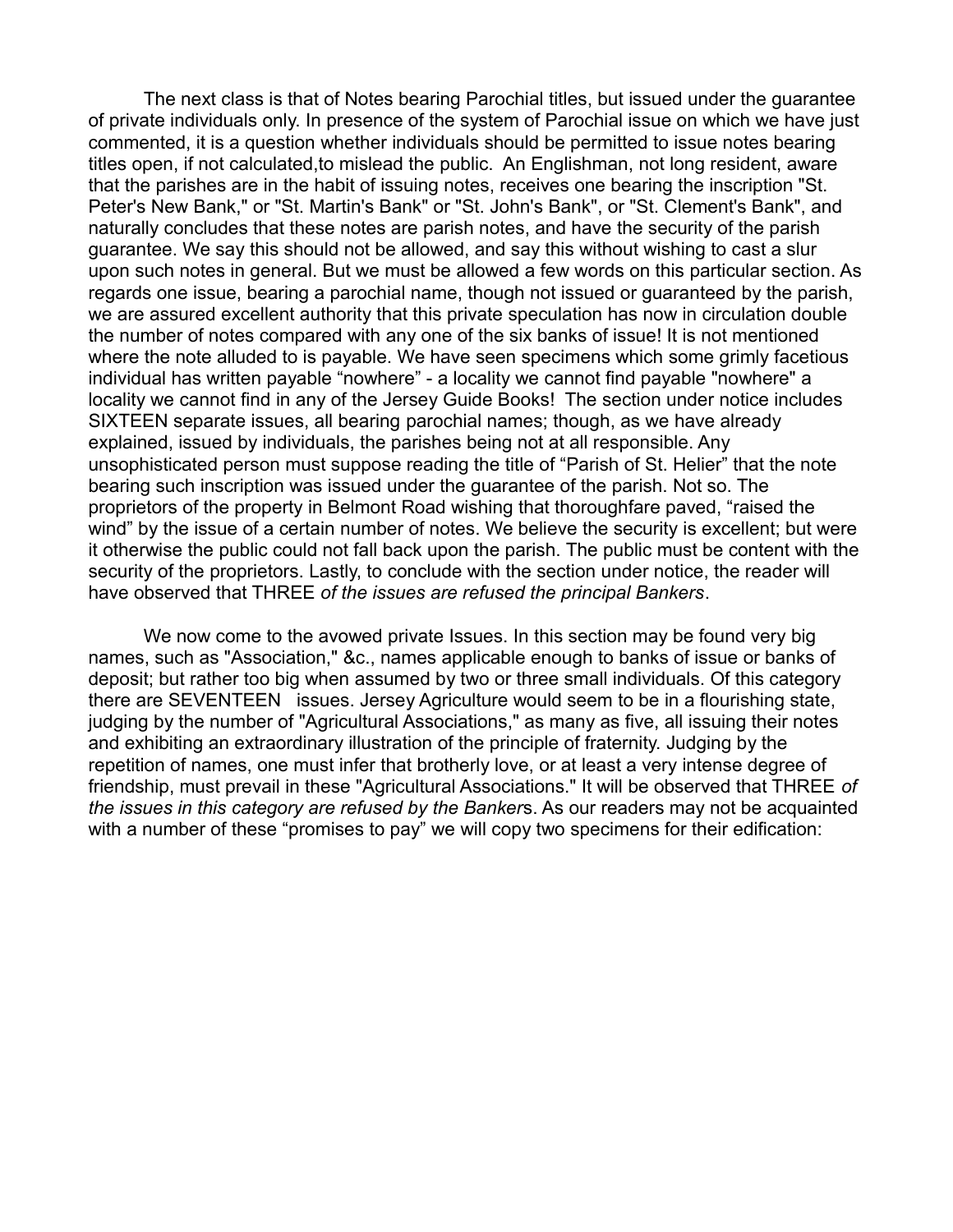The next class is that of Notes bearing Parochial titles, but issued under the guarantee of private individuals only. In presence of the system of Parochial issue on which we have just commented, it is a question whether individuals should be permitted to issue notes bearing titles open, if not calculated,to mislead the public. An Englishman, not long resident, aware that the parishes are in the habit of issuing notes, receives one bearing the inscription "St. Peter's New Bank," or "St. Martin's Bank" or "St. John's Bank", or "St. Clement's Bank", and naturally concludes that these notes are parish notes, and have the security of the parish guarantee. We say this should not be allowed, and say this without wishing to cast a slur upon such notes in general. But we must be allowed a few words on this particular section. As regards one issue, bearing a parochial name, though not issued or guaranteed by the parish, we are assured excellent authority that this private speculation has now in circulation double the number of notes compared with any one of the six banks of issue! It is not mentioned where the note alluded to is payable. We have seen specimens which some grimly facetious individual has written payable "nowhere" - a locality we cannot find payable "nowhere" a locality we cannot find in any of the Jersey Guide Books! The section under notice includes SIXTEEN separate issues, all bearing parochial names; though, as we have already explained, issued by individuals, the parishes being not at all responsible. Any unsophisticated person must suppose reading the title of "Parish of St. Helier" that the note bearing such inscription was issued under the guarantee of the parish. Not so. The proprietors of the property in Belmont Road wishing that thoroughfare paved, "raised the wind" by the issue of a certain number of notes. We believe the security is excellent; but were it otherwise the public could not fall back upon the parish. The public must be content with the security of the proprietors. Lastly, to conclude with the section under notice, the reader will have observed that THREE *of the issues are refused the principal Bankers*.

We now come to the avowed private Issues. In this section may be found very big names, such as "Association," &c., names applicable enough to banks of issue or banks of deposit; but rather too big when assumed by two or three small individuals. Of this category there are SEVENTEEN issues. Jersey Agriculture would seem to be in a flourishing state, judging by the number of "Agricultural Associations," as many as five, all issuing their notes and exhibiting an extraordinary illustration of the principle of fraternity. Judging by the repetition of names, one must infer that brotherly love, or at least a very intense degree of friendship, must prevail in these "Agricultural Associations." It will be observed that THREE *of the issues in this category are refused by the Bankers*. As our readers may not be acquainted with a number of these "promises to pay" we will copy two specimens for their edification: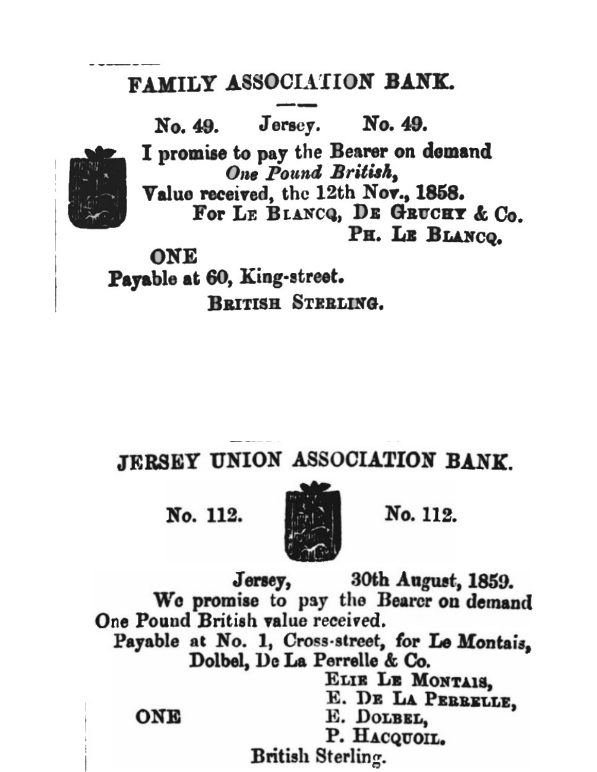## FAMILY ASSOCIATION BANK.

**No. 49. Jersey. No. 49.**

**I promise to pay the Bearer on demand**
***One Pound British,***
**Value received, the 12th Nov., 1858.**
**For Le Blancq, De Gruchy & Co.**
**Ph. Le Blancq.**

**ONE**

**Payable at 60, King-street.**

**British Sterling.**

## JERSEY UNION ASSOCIATION BANK.

**No. 112. No. 112.**

**Jersey, 30th August, 1859.**

**We promise to pay the Bearer on demand**
**One Pound British value received.**
**Payable at No. 1, Cross-street, for Le Montais,**
**Dolbel, De La Perrelle & Co.**

**Elie Le Montais,**
**E. De La Perrelle,**
**E. Dolbel,**
**P. Hacquoil.**

**ONE**

**British Sterling.**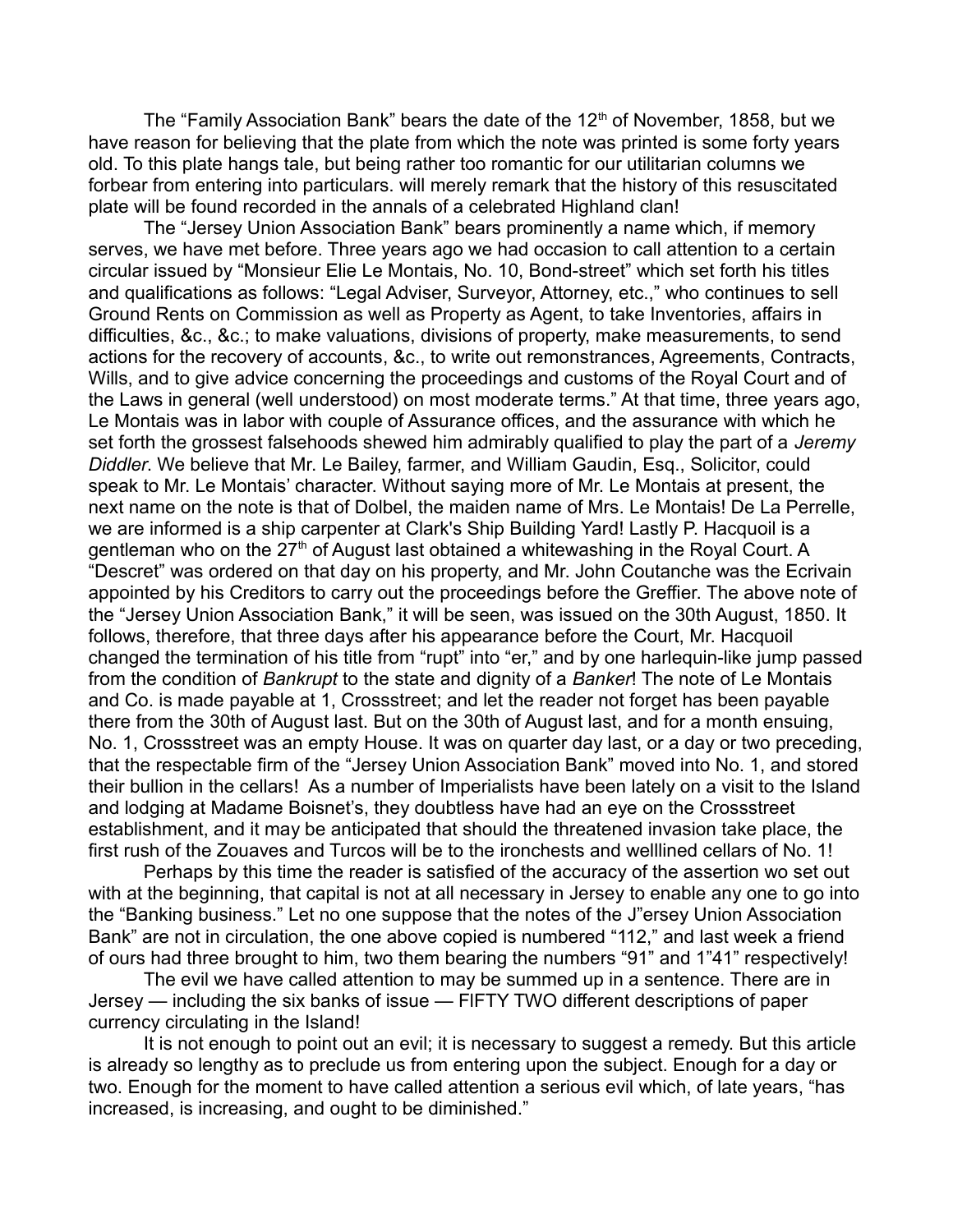The "Family Association Bank" bears the date of the 12th of November, 1858, but we have reason for believing that the plate from which the note was printed is some forty years old. To this plate hangs tale, but being rather too romantic for our utilitarian columns we forbear from entering into particulars. will merely remark that the history of this resuscitated plate will be found recorded in the annals of a celebrated Highland clan!

The "Jersey Union Association Bank" bears prominently a name which, if memory serves, we have met before. Three years ago we had occasion to call attention to a certain circular issued by "Monsieur Elie Le Montais, No. 10, Bond-street" which set forth his titles and qualifications as follows: "Legal Adviser, Surveyor, Attorney, etc.," who continues to sell Ground Rents on Commission as well as Property as Agent, to take Inventories, affairs in difficulties, &c., &c.; to make valuations, divisions of property, make measurements, to send actions for the recovery of accounts, &c., to write out remonstrances, Agreements, Contracts, Wills, and to give advice concerning the proceedings and customs of the Royal Court and of the Laws in general (well understood) on most moderate terms." At that time, three years ago, Le Montais was in labor with couple of Assurance offices, and the assurance with which he set forth the grossest falsehoods shewed him admirably qualified to play the part of a *Jeremy Diddler*. We believe that Mr. Le Bailey, farmer, and William Gaudin, Esq., Solicitor, could speak to Mr. Le Montais' character. Without saying more of Mr. Le Montais at present, the next name on the note is that of Dolbel, the maiden name of Mrs. Le Montais! De La Perrelle, we are informed is a ship carpenter at Clark's Ship Building Yard! Lastly P. Hacquoil is a gentleman who on the 27th of August last obtained a whitewashing in the Royal Court. A "Descret" was ordered on that day on his property, and Mr. John Coutanche was the Ecrivain appointed by his Creditors to carry out the proceedings before the Greffier. The above note of the "Jersey Union Association Bank," it will be seen, was issued on the 30th August, 1850. It follows, therefore, that three days after his appearance before the Court, Mr. Hacquoil changed the termination of his title from "rupt" into "er," and by one harlequin-like jump passed from the condition of *Bankrupt* to the state and dignity of a *Banker*! The note of Le Montais and Co. is made payable at 1, Crossstreet; and let the reader not forget has been payable there from the 30th of August last. But on the 30th of August last, and for a month ensuing, No. 1, Crossstreet was an empty House. It was on quarter day last, or a day or two preceding, that the respectable firm of the "Jersey Union Association Bank" moved into No. 1, and stored their bullion in the cellars! As a number of Imperialists have been lately on a visit to the Island and lodging at Madame Boisnet's, they doubtless have had an eye on the Crossstreet establishment, and it may be anticipated that should the threatened invasion take place, the first rush of the Zouaves and Turcos will be to the ironchests and welllined cellars of No. 1!

Perhaps by this time the reader is satisfied of the accuracy of the assertion wo set out with at the beginning, that capital is not at all necessary in Jersey to enable any one to go into the "Banking business." Let no one suppose that the notes of the J"ersey Union Association Bank" are not in circulation, the one above copied is numbered "112," and last week a friend of ours had three brought to him, two them bearing the numbers "91" and 1"41" respectively!

The evil we have called attention to may be summed up in a sentence. There are in Jersey — including the six banks of issue — FIFTY TWO different descriptions of paper currency circulating in the Island!

It is not enough to point out an evil; it is necessary to suggest a remedy. But this article is already so lengthy as to preclude us from entering upon the subject. Enough for a day or two. Enough for the moment to have called attention a serious evil which, of late years, "has increased, is increasing, and ought to be diminished."